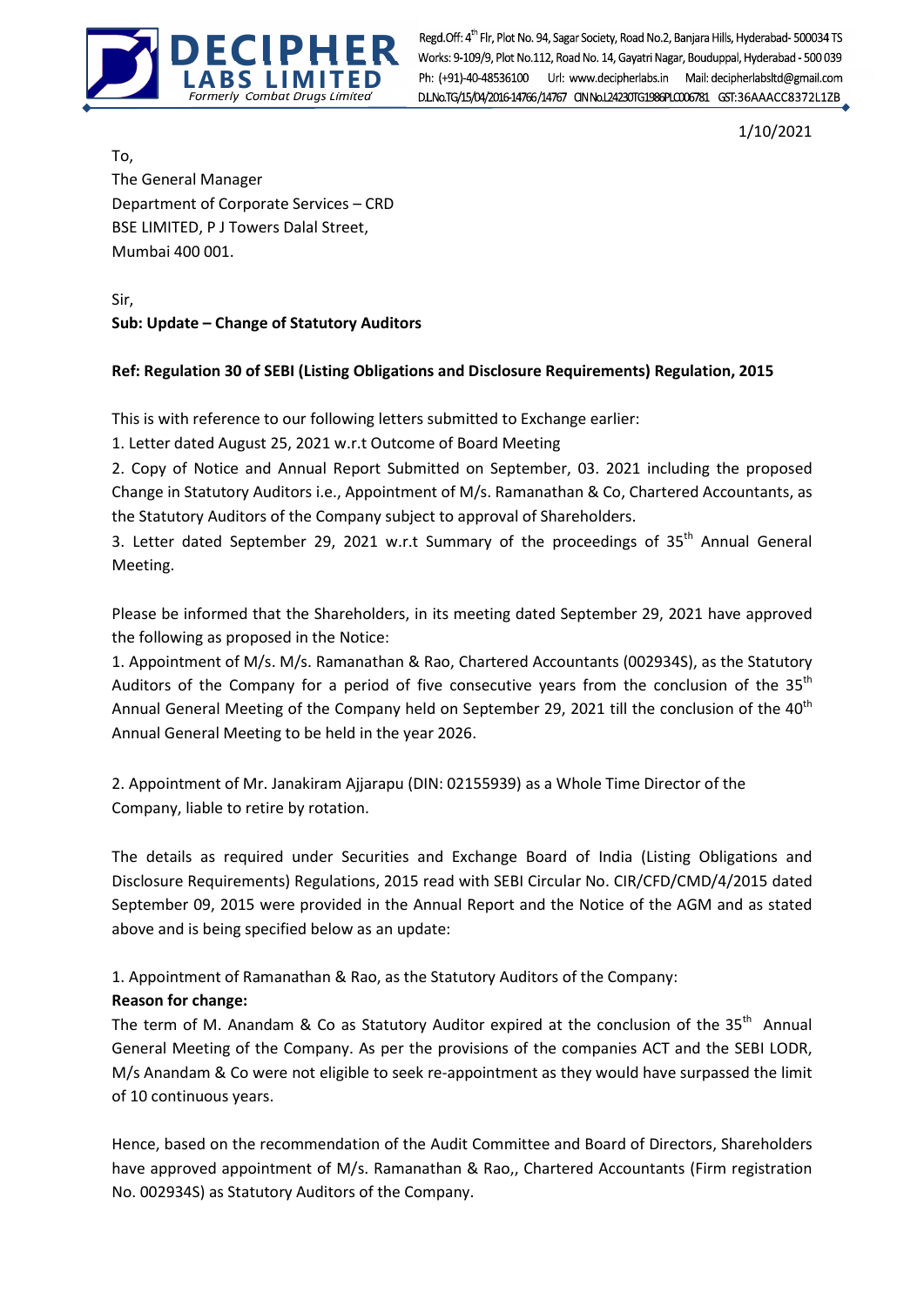**DECIPHER LABS LIMITED**
*Formerly Combat Drugs Limited*

Regd.Off: 4th Flr, Plot No. 94, Sagar Society, Road No.2, Banjara Hills, Hyderabad- 500034 TS
Works: 9-109/9, Plot No.112, Road No. 14, Gayatri Nagar, Bouduppal, Hyderabad - 500 039
Ph: (+91)-40-48536100 Url: www.decipherlabs.in Mail: decipherlabsltd@gmail.com
D.L.No.TG/15/04/2016-14766/14767 CIN No.L24230TG1986PLC006781 GST:36AAACC8372L1ZB

1/10/2021

To,
The General Manager
Department of Corporate Services – CRD
BSE LIMITED, P J Towers Dalal Street,
Mumbai 400 001.

Sir,

**Sub: Update – Change of Statutory Auditors**

**Ref: Regulation 30 of SEBI (Listing Obligations and Disclosure Requirements) Regulation, 2015**

This is with reference to our following letters submitted to Exchange earlier:

1. Letter dated August 25, 2021 w.r.t Outcome of Board Meeting
2. Copy of Notice and Annual Report Submitted on September, 03. 2021 including the proposed Change in Statutory Auditors i.e., Appointment of M/s. Ramanathan & Co, Chartered Accountants, as the Statutory Auditors of the Company subject to approval of Shareholders.
3. Letter dated September 29, 2021 w.r.t Summary of the proceedings of 35th Annual General Meeting.

Please be informed that the Shareholders, in its meeting dated September 29, 2021 have approved the following as proposed in the Notice:

1. Appointment of M/s. M/s. Ramanathan & Rao, Chartered Accountants (002934S), as the Statutory Auditors of the Company for a period of five consecutive years from the conclusion of the 35th Annual General Meeting of the Company held on September 29, 2021 till the conclusion of the 40th Annual General Meeting to be held in the year 2026.

2. Appointment of Mr. Janakiram Ajjarapu (DIN: 02155939) as a Whole Time Director of the Company, liable to retire by rotation.

The details as required under Securities and Exchange Board of India (Listing Obligations and Disclosure Requirements) Regulations, 2015 read with SEBI Circular No. CIR/CFD/CMD/4/2015 dated September 09, 2015 were provided in the Annual Report and the Notice of the AGM and as stated above and is being specified below as an update:

1. Appointment of Ramanathan & Rao, as the Statutory Auditors of the Company:

**Reason for change:**

The term of M. Anandam & Co as Statutory Auditor expired at the conclusion of the 35th Annual General Meeting of the Company. As per the provisions of the companies ACT and the SEBI LODR, M/s Anandam & Co were not eligible to seek re-appointment as they would have surpassed the limit of 10 continuous years.

Hence, based on the recommendation of the Audit Committee and Board of Directors, Shareholders have approved appointment of M/s. Ramanathan & Rao,, Chartered Accountants (Firm registration No. 002934S) as Statutory Auditors of the Company.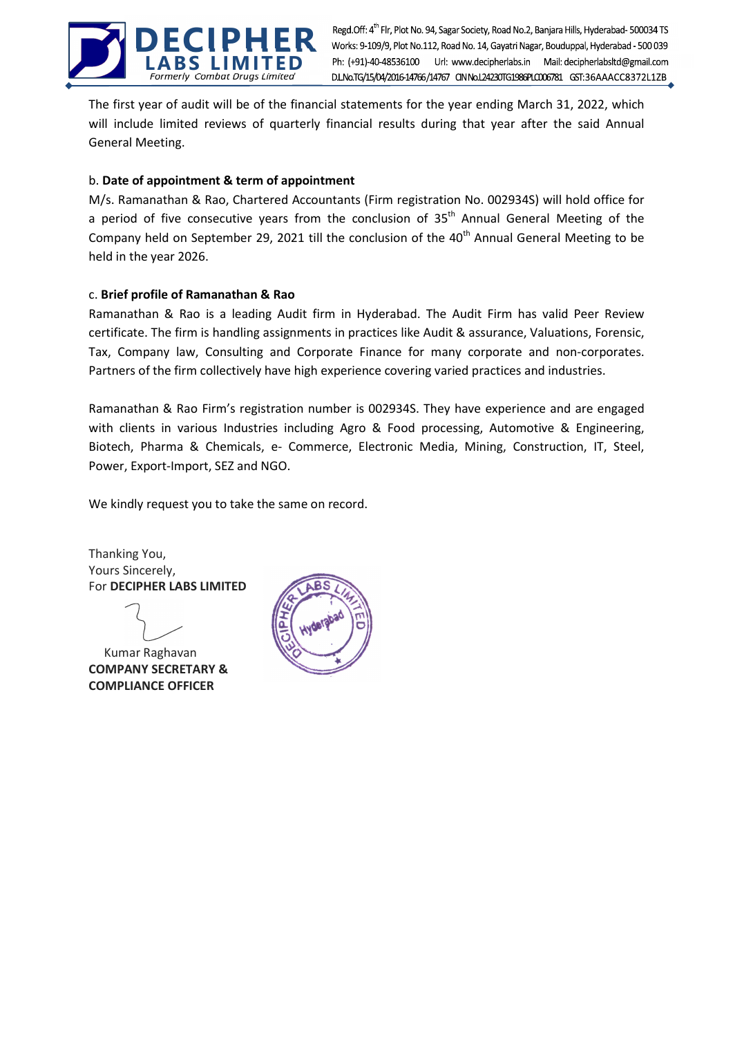The first year of audit will be of the financial statements for the year ending March 31, 2022, which will include limited reviews of quarterly financial results during that year after the said Annual General Meeting.

b. **Date of appointment & term of appointment**

M/s. Ramanathan & Rao, Chartered Accountants (Firm registration No. 002934S) will hold office for a period of five consecutive years from the conclusion of 35th Annual General Meeting of the Company held on September 29, 2021 till the conclusion of the 40th Annual General Meeting to be held in the year 2026.

c. **Brief profile of Ramanathan & Rao**

Ramanathan & Rao is a leading Audit firm in Hyderabad. The Audit Firm has valid Peer Review certificate. The firm is handling assignments in practices like Audit & assurance, Valuations, Forensic, Tax, Company law, Consulting and Corporate Finance for many corporate and non-corporates. Partners of the firm collectively have high experience covering varied practices and industries.

Ramanathan & Rao Firm's registration number is 002934S. They have experience and are engaged with clients in various Industries including Agro & Food processing, Automotive & Engineering, Biotech, Pharma & Chemicals, e- Commerce, Electronic Media, Mining, Construction, IT, Steel, Power, Export-Import, SEZ and NGO.

We kindly request you to take the same on record.

Thanking You,
Yours Sincerely,
For **DECIPHER LABS LIMITED**

Kumar Raghavan
**COMPANY SECRETARY &**
**COMPLIANCE OFFICER**